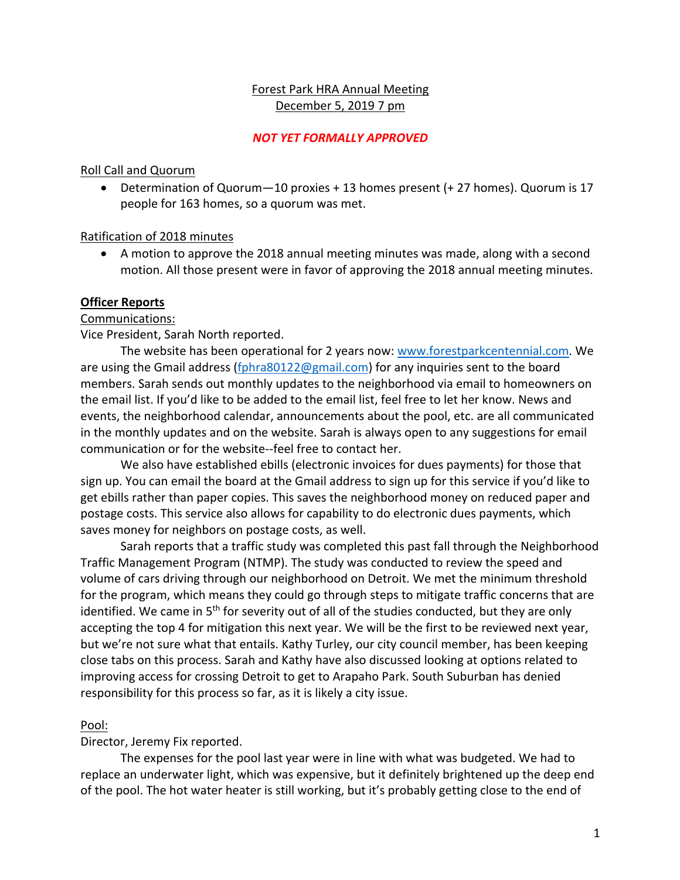Forest Park HRA Annual Meeting
December 5, 2019 7 pm

***NOT YET FORMALLY APPROVED***

Roll Call and Quorum

- Determination of Quorum—10 proxies + 13 homes present (+ 27 homes). Quorum is 17 people for 163 homes, so a quorum was met.

Ratification of 2018 minutes

- A motion to approve the 2018 annual meeting minutes was made, along with a second motion. All those present were in favor of approving the 2018 annual meeting minutes.

## **Officer Reports**

Communications:

Vice President, Sarah North reported.

The website has been operational for 2 years now: www.forestparkcentennial.com. We are using the Gmail address (fphra80122@gmail.com) for any inquiries sent to the board members. Sarah sends out monthly updates to the neighborhood via email to homeowners on the email list. If you'd like to be added to the email list, feel free to let her know. News and events, the neighborhood calendar, announcements about the pool, etc. are all communicated in the monthly updates and on the website. Sarah is always open to any suggestions for email communication or for the website--feel free to contact her.

We also have established ebills (electronic invoices for dues payments) for those that sign up. You can email the board at the Gmail address to sign up for this service if you'd like to get ebills rather than paper copies. This saves the neighborhood money on reduced paper and postage costs. This service also allows for capability to do electronic dues payments, which saves money for neighbors on postage costs, as well.

Sarah reports that a traffic study was completed this past fall through the Neighborhood Traffic Management Program (NTMP). The study was conducted to review the speed and volume of cars driving through our neighborhood on Detroit. We met the minimum threshold for the program, which means they could go through steps to mitigate traffic concerns that are identified. We came in 5th for severity out of all of the studies conducted, but they are only accepting the top 4 for mitigation this next year. We will be the first to be reviewed next year, but we're not sure what that entails. Kathy Turley, our city council member, has been keeping close tabs on this process. Sarah and Kathy have also discussed looking at options related to improving access for crossing Detroit to get to Arapaho Park. South Suburban has denied responsibility for this process so far, as it is likely a city issue.

Pool:

Director, Jeremy Fix reported.

The expenses for the pool last year were in line with what was budgeted. We had to replace an underwater light, which was expensive, but it definitely brightened up the deep end of the pool. The hot water heater is still working, but it's probably getting close to the end of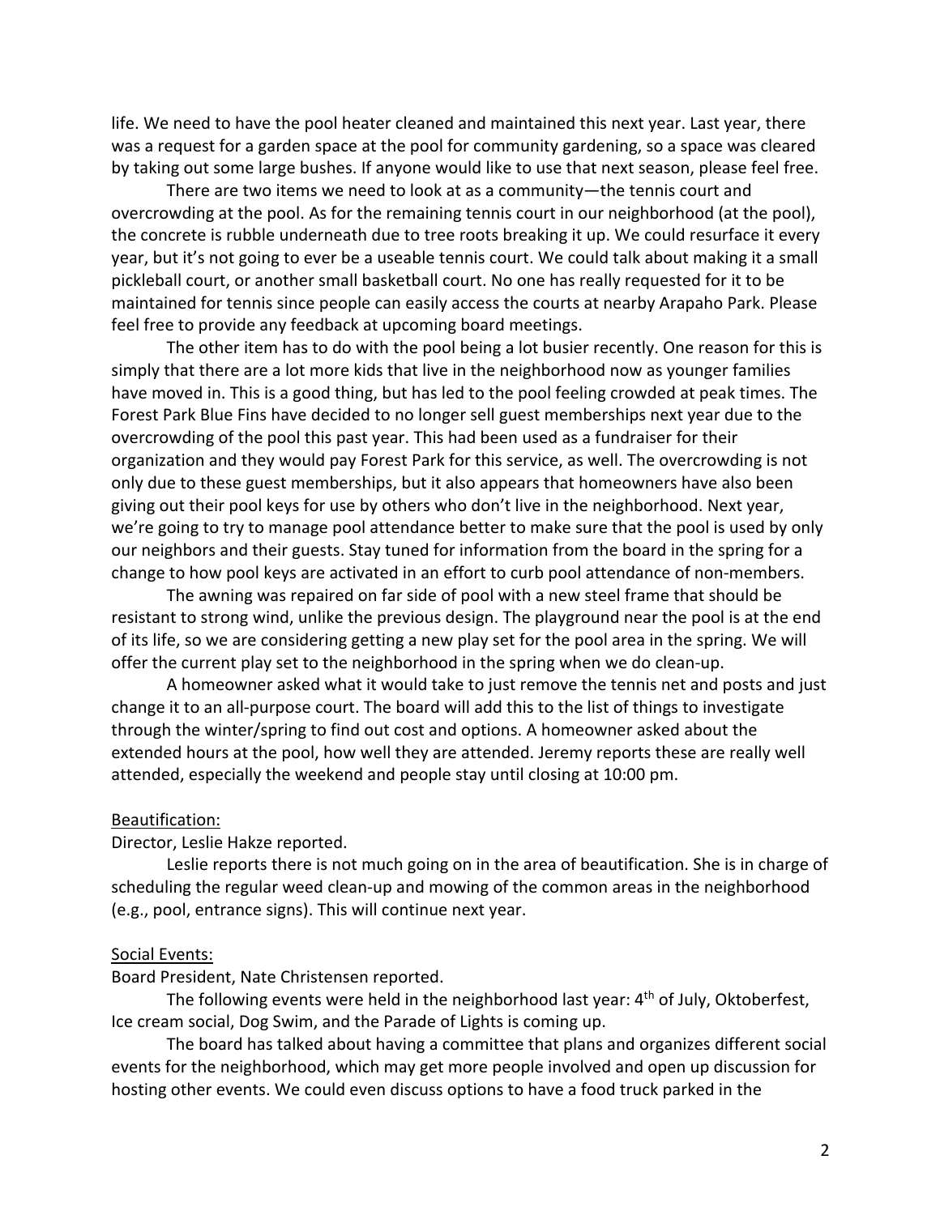life. We need to have the pool heater cleaned and maintained this next year. Last year, there was a request for a garden space at the pool for community gardening, so a space was cleared by taking out some large bushes. If anyone would like to use that next season, please feel free.

There are two items we need to look at as a community—the tennis court and overcrowding at the pool. As for the remaining tennis court in our neighborhood (at the pool), the concrete is rubble underneath due to tree roots breaking it up. We could resurface it every year, but it's not going to ever be a useable tennis court. We could talk about making it a small pickleball court, or another small basketball court. No one has really requested for it to be maintained for tennis since people can easily access the courts at nearby Arapaho Park. Please feel free to provide any feedback at upcoming board meetings.

The other item has to do with the pool being a lot busier recently. One reason for this is simply that there are a lot more kids that live in the neighborhood now as younger families have moved in. This is a good thing, but has led to the pool feeling crowded at peak times. The Forest Park Blue Fins have decided to no longer sell guest memberships next year due to the overcrowding of the pool this past year. This had been used as a fundraiser for their organization and they would pay Forest Park for this service, as well. The overcrowding is not only due to these guest memberships, but it also appears that homeowners have also been giving out their pool keys for use by others who don't live in the neighborhood. Next year, we're going to try to manage pool attendance better to make sure that the pool is used by only our neighbors and their guests. Stay tuned for information from the board in the spring for a change to how pool keys are activated in an effort to curb pool attendance of non-members.

The awning was repaired on far side of pool with a new steel frame that should be resistant to strong wind, unlike the previous design. The playground near the pool is at the end of its life, so we are considering getting a new play set for the pool area in the spring. We will offer the current play set to the neighborhood in the spring when we do clean-up.

A homeowner asked what it would take to just remove the tennis net and posts and just change it to an all-purpose court. The board will add this to the list of things to investigate through the winter/spring to find out cost and options. A homeowner asked about the extended hours at the pool, how well they are attended. Jeremy reports these are really well attended, especially the weekend and people stay until closing at 10:00 pm.

Beautification:

Director, Leslie Hakze reported.

Leslie reports there is not much going on in the area of beautification. She is in charge of scheduling the regular weed clean-up and mowing of the common areas in the neighborhood (e.g., pool, entrance signs). This will continue next year.

Social Events:

Board President, Nate Christensen reported.

The following events were held in the neighborhood last year: 4th of July, Oktoberfest, Ice cream social, Dog Swim, and the Parade of Lights is coming up.

The board has talked about having a committee that plans and organizes different social events for the neighborhood, which may get more people involved and open up discussion for hosting other events. We could even discuss options to have a food truck parked in the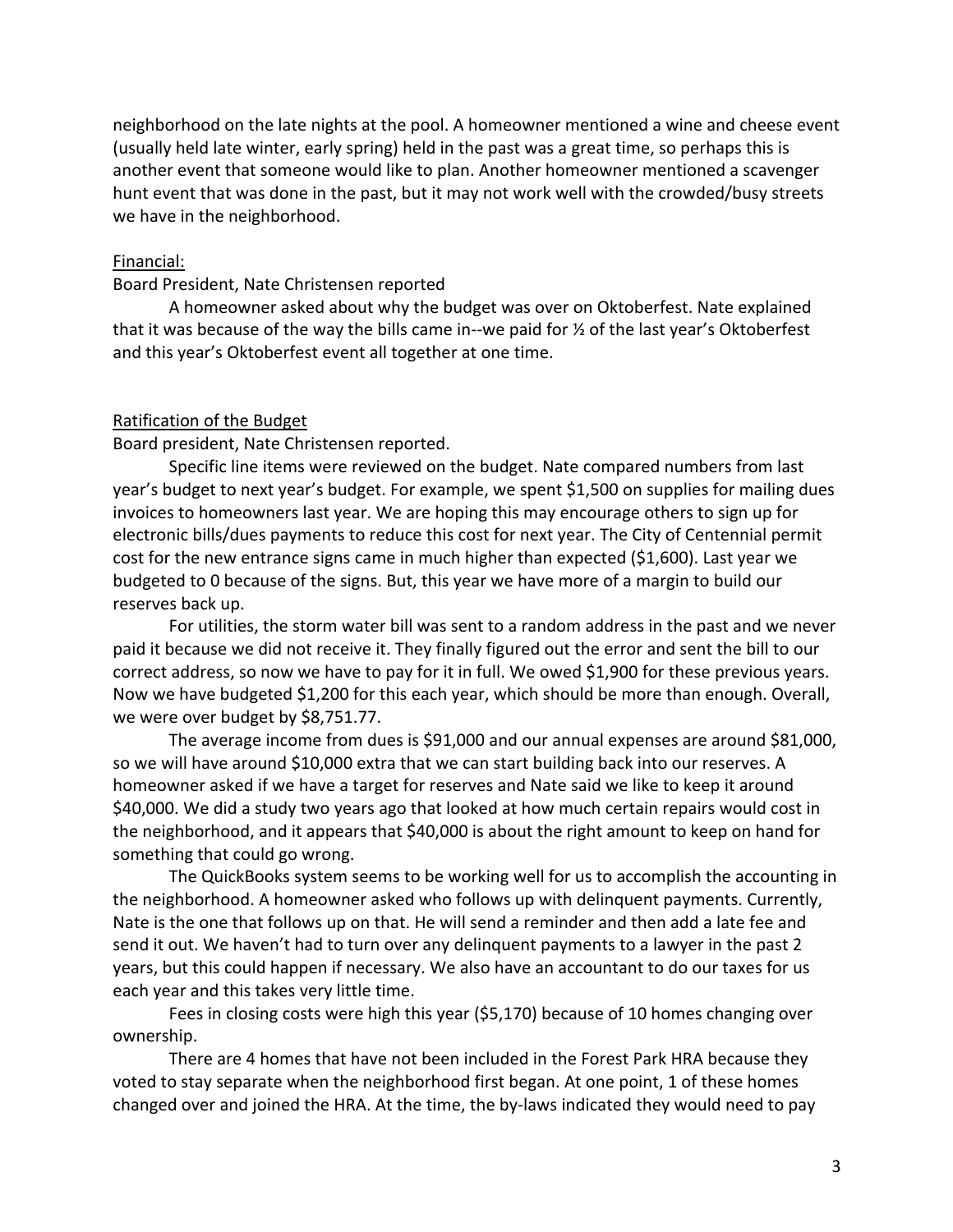neighborhood on the late nights at the pool. A homeowner mentioned a wine and cheese event (usually held late winter, early spring) held in the past was a great time, so perhaps this is another event that someone would like to plan. Another homeowner mentioned a scavenger hunt event that was done in the past, but it may not work well with the crowded/busy streets we have in the neighborhood.

Financial:

Board President, Nate Christensen reported

A homeowner asked about why the budget was over on Oktoberfest. Nate explained that it was because of the way the bills came in--we paid for ½ of the last year's Oktoberfest and this year's Oktoberfest event all together at one time.

Ratification of the Budget

Board president, Nate Christensen reported.

Specific line items were reviewed on the budget. Nate compared numbers from last year's budget to next year's budget. For example, we spent $1,500 on supplies for mailing dues invoices to homeowners last year. We are hoping this may encourage others to sign up for electronic bills/dues payments to reduce this cost for next year. The City of Centennial permit cost for the new entrance signs came in much higher than expected ($1,600). Last year we budgeted to 0 because of the signs. But, this year we have more of a margin to build our reserves back up.

For utilities, the storm water bill was sent to a random address in the past and we never paid it because we did not receive it. They finally figured out the error and sent the bill to our correct address, so now we have to pay for it in full. We owed $1,900 for these previous years. Now we have budgeted $1,200 for this each year, which should be more than enough. Overall, we were over budget by $8,751.77.

The average income from dues is $91,000 and our annual expenses are around $81,000, so we will have around $10,000 extra that we can start building back into our reserves. A homeowner asked if we have a target for reserves and Nate said we like to keep it around $40,000. We did a study two years ago that looked at how much certain repairs would cost in the neighborhood, and it appears that $40,000 is about the right amount to keep on hand for something that could go wrong.

The QuickBooks system seems to be working well for us to accomplish the accounting in the neighborhood. A homeowner asked who follows up with delinquent payments. Currently, Nate is the one that follows up on that. He will send a reminder and then add a late fee and send it out. We haven't had to turn over any delinquent payments to a lawyer in the past 2 years, but this could happen if necessary. We also have an accountant to do our taxes for us each year and this takes very little time.

Fees in closing costs were high this year ($5,170) because of 10 homes changing over ownership.

There are 4 homes that have not been included in the Forest Park HRA because they voted to stay separate when the neighborhood first began. At one point, 1 of these homes changed over and joined the HRA. At the time, the by-laws indicated they would need to pay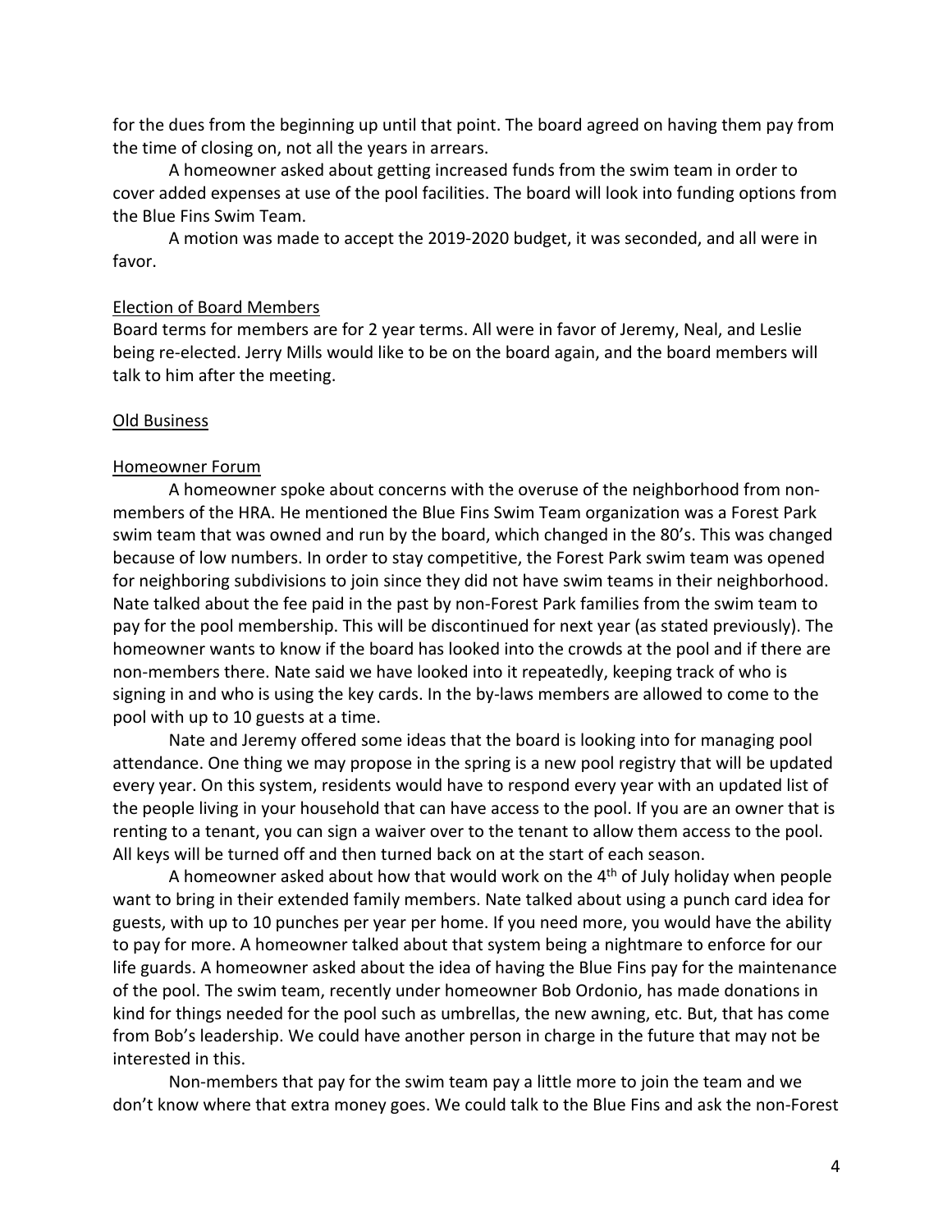for the dues from the beginning up until that point. The board agreed on having them pay from the time of closing on, not all the years in arrears.

A homeowner asked about getting increased funds from the swim team in order to cover added expenses at use of the pool facilities. The board will look into funding options from the Blue Fins Swim Team.

A motion was made to accept the 2019-2020 budget, it was seconded, and all were in favor.

## Election of Board Members

Board terms for members are for 2 year terms. All were in favor of Jeremy, Neal, and Leslie being re-elected. Jerry Mills would like to be on the board again, and the board members will talk to him after the meeting.

## Old Business

## Homeowner Forum

A homeowner spoke about concerns with the overuse of the neighborhood from non-members of the HRA. He mentioned the Blue Fins Swim Team organization was a Forest Park swim team that was owned and run by the board, which changed in the 80's. This was changed because of low numbers. In order to stay competitive, the Forest Park swim team was opened for neighboring subdivisions to join since they did not have swim teams in their neighborhood. Nate talked about the fee paid in the past by non-Forest Park families from the swim team to pay for the pool membership. This will be discontinued for next year (as stated previously). The homeowner wants to know if the board has looked into the crowds at the pool and if there are non-members there. Nate said we have looked into it repeatedly, keeping track of who is signing in and who is using the key cards. In the by-laws members are allowed to come to the pool with up to 10 guests at a time.

Nate and Jeremy offered some ideas that the board is looking into for managing pool attendance. One thing we may propose in the spring is a new pool registry that will be updated every year. On this system, residents would have to respond every year with an updated list of the people living in your household that can have access to the pool. If you are an owner that is renting to a tenant, you can sign a waiver over to the tenant to allow them access to the pool. All keys will be turned off and then turned back on at the start of each season.

A homeowner asked about how that would work on the 4th of July holiday when people want to bring in their extended family members. Nate talked about using a punch card idea for guests, with up to 10 punches per year per home. If you need more, you would have the ability to pay for more. A homeowner talked about that system being a nightmare to enforce for our life guards. A homeowner asked about the idea of having the Blue Fins pay for the maintenance of the pool. The swim team, recently under homeowner Bob Ordonio, has made donations in kind for things needed for the pool such as umbrellas, the new awning, etc. But, that has come from Bob's leadership. We could have another person in charge in the future that may not be interested in this.

Non-members that pay for the swim team pay a little more to join the team and we don't know where that extra money goes. We could talk to the Blue Fins and ask the non-Forest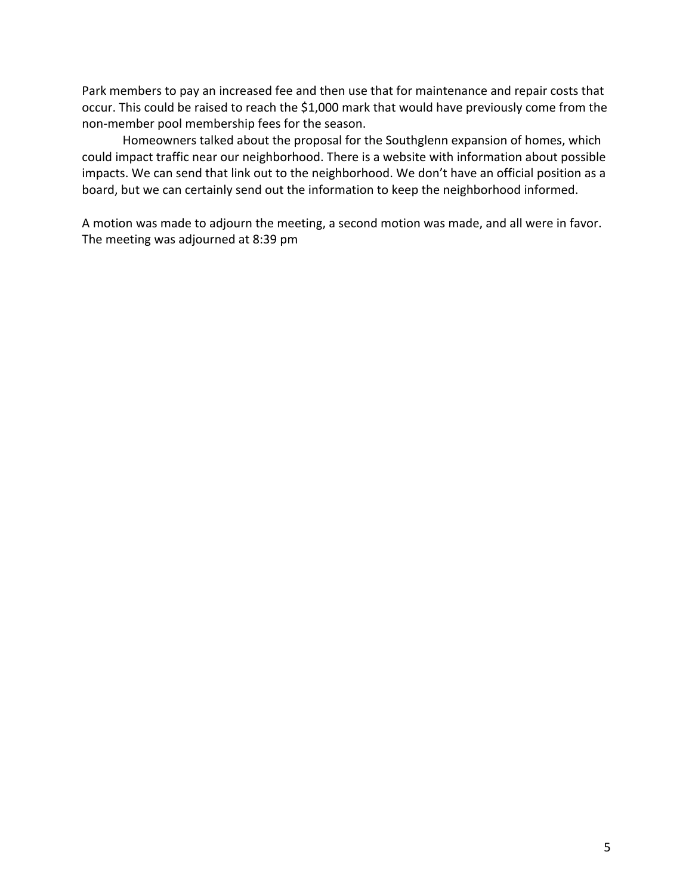Park members to pay an increased fee and then use that for maintenance and repair costs that occur. This could be raised to reach the $1,000 mark that would have previously come from the non-member pool membership fees for the season.

Homeowners talked about the proposal for the Southglenn expansion of homes, which could impact traffic near our neighborhood. There is a website with information about possible impacts. We can send that link out to the neighborhood. We don't have an official position as a board, but we can certainly send out the information to keep the neighborhood informed.

A motion was made to adjourn the meeting, a second motion was made, and all were in favor. The meeting was adjourned at 8:39 pm